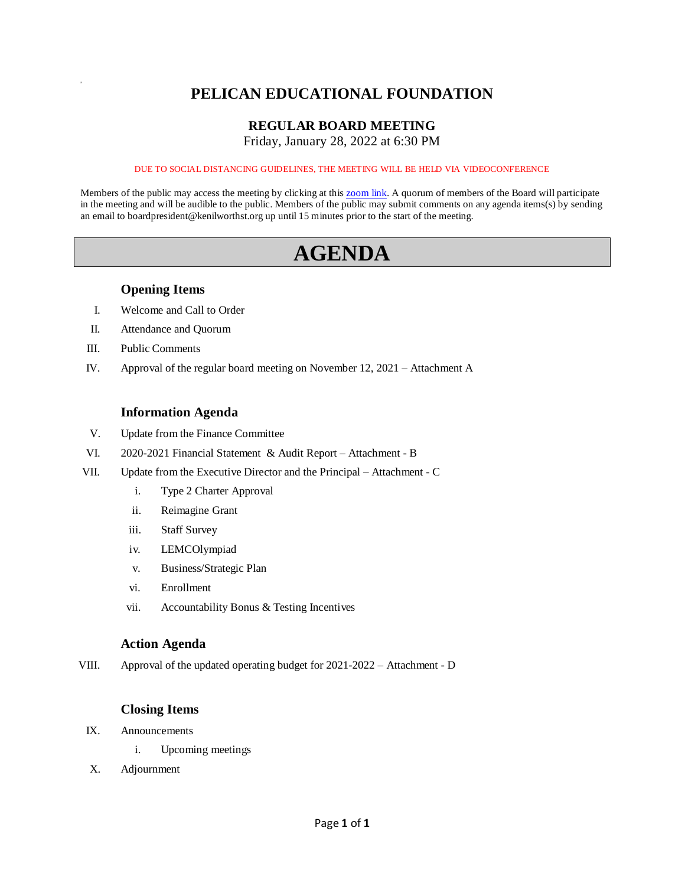# PELICAN EDUCATIONAL FOUNDATION

## REGULAR BOARD MEETING

Friday, January 28, 2022 at 6:30 PM

DUE TO SOCIAL DISTANCING GUIDELINES, THE MEETING WILL BE HELD VIA VIDEOCONFERENCE

Members of the public may access the meeting by clicking at this zoom link. A quorum of members of the Board will participate in the meeting and will be audible to the public. Members of the public may submit comments on any agenda items(s) by sending an email to boardpresident@kenilworthst.org up until 15 minutes prior to the start of the meeting.

# AGENDA

### Opening Items

I. Welcome and Call to Order

II. Attendance and Quorum

III. Public Comments

IV. Approval of the regular board meeting on November 12, 2021 – Attachment A

### Information Agenda

V. Update from the Finance Committee

VI. 2020-2021 Financial Statement & Audit Report – Attachment - B

VII. Update from the Executive Director and the Principal – Attachment - C

- i. Type 2 Charter Approval
- ii. Reimagine Grant
- iii. Staff Survey
- iv. LEMCOlympiad
- v. Business/Strategic Plan
- vi. Enrollment
- vii. Accountability Bonus & Testing Incentives

### Action Agenda

VIII. Approval of the updated operating budget for 2021-2022 – Attachment - D

### Closing Items

IX. Announcements

- i. Upcoming meetings

X. Adjournment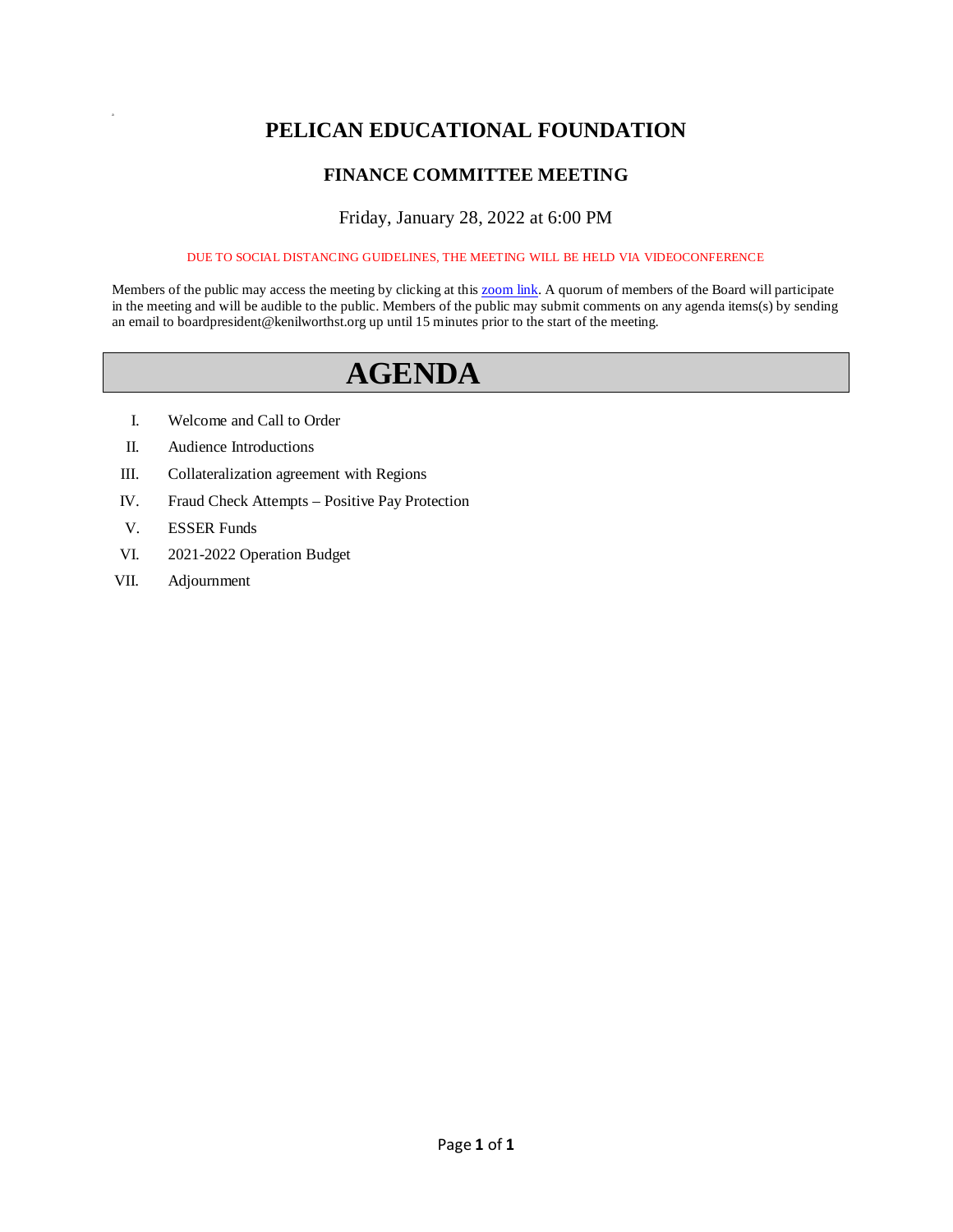# PELICAN EDUCATIONAL FOUNDATION

## FINANCE COMMITTEE MEETING

Friday, January 28, 2022 at 6:00 PM

DUE TO SOCIAL DISTANCING GUIDELINES, THE MEETING WILL BE HELD VIA VIDEOCONFERENCE

Members of the public may access the meeting by clicking at this zoom link. A quorum of members of the Board will participate in the meeting and will be audible to the public. Members of the public may submit comments on any agenda items(s) by sending an email to boardpresident@kenilworthst.org up until 15 minutes prior to the start of the meeting.

# AGENDA

I. Welcome and Call to Order

II. Audience Introductions

III. Collateralization agreement with Regions

IV. Fraud Check Attempts – Positive Pay Protection

V. ESSER Funds

VI. 2021-2022 Operation Budget

VII. Adjournment